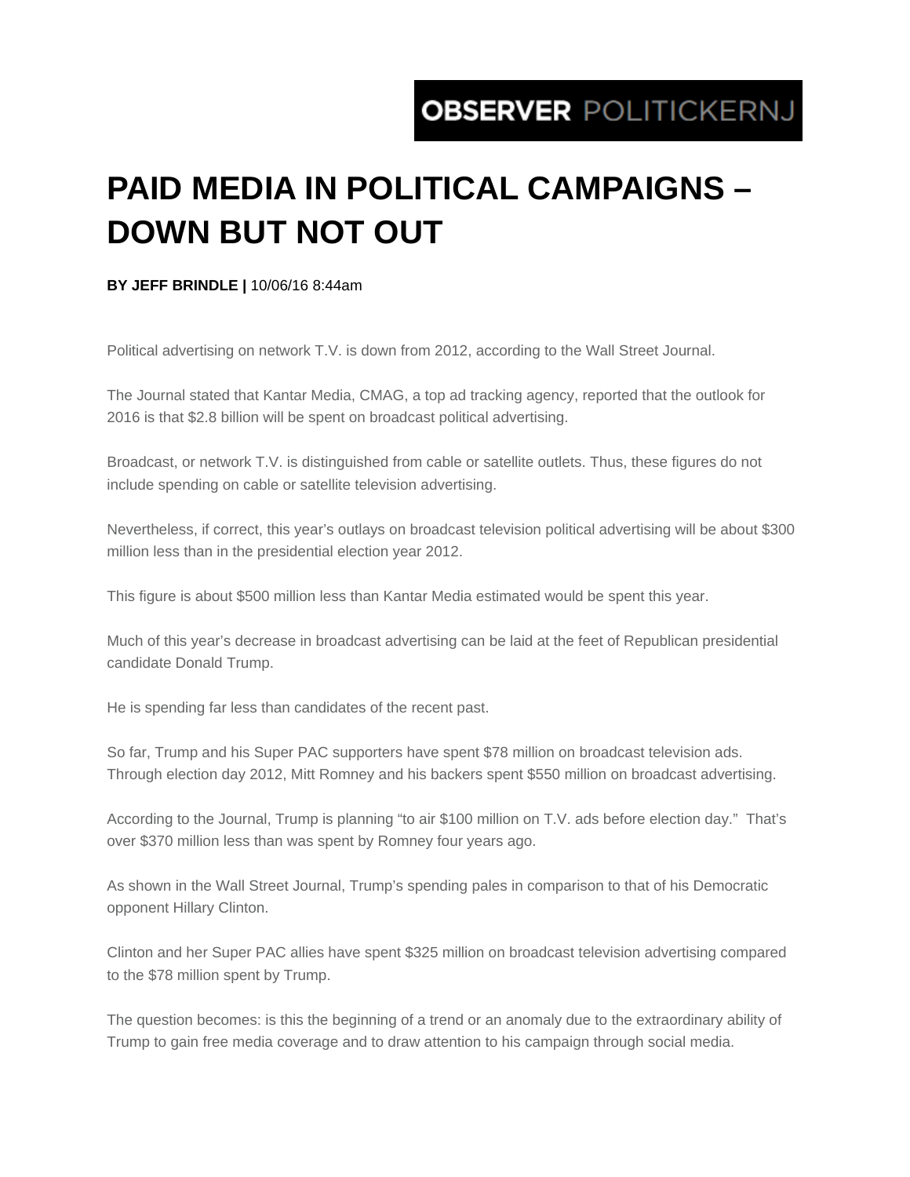OBSERVER POLITICKERNJ

# PAID MEDIA IN POLITICAL CAMPAIGNS – DOWN BUT NOT OUT

**BY JEFF BRINDLE |** 10/06/16 8:44am

Political advertising on network T.V. is down from 2012, according to the Wall Street Journal.

The Journal stated that Kantar Media, CMAG, a top ad tracking agency, reported that the outlook for 2016 is that $2.8 billion will be spent on broadcast political advertising.

Broadcast, or network T.V. is distinguished from cable or satellite outlets. Thus, these figures do not include spending on cable or satellite television advertising.

Nevertheless, if correct, this year's outlays on broadcast television political advertising will be about $300 million less than in the presidential election year 2012.

This figure is about $500 million less than Kantar Media estimated would be spent this year.

Much of this year's decrease in broadcast advertising can be laid at the feet of Republican presidential candidate Donald Trump.

He is spending far less than candidates of the recent past.

So far, Trump and his Super PAC supporters have spent $78 million on broadcast television ads. Through election day 2012, Mitt Romney and his backers spent $550 million on broadcast advertising.

According to the Journal, Trump is planning "to air $100 million on T.V. ads before election day." That's over $370 million less than was spent by Romney four years ago.

As shown in the Wall Street Journal, Trump's spending pales in comparison to that of his Democratic opponent Hillary Clinton.

Clinton and her Super PAC allies have spent $325 million on broadcast television advertising compared to the $78 million spent by Trump.

The question becomes: is this the beginning of a trend or an anomaly due to the extraordinary ability of Trump to gain free media coverage and to draw attention to his campaign through social media.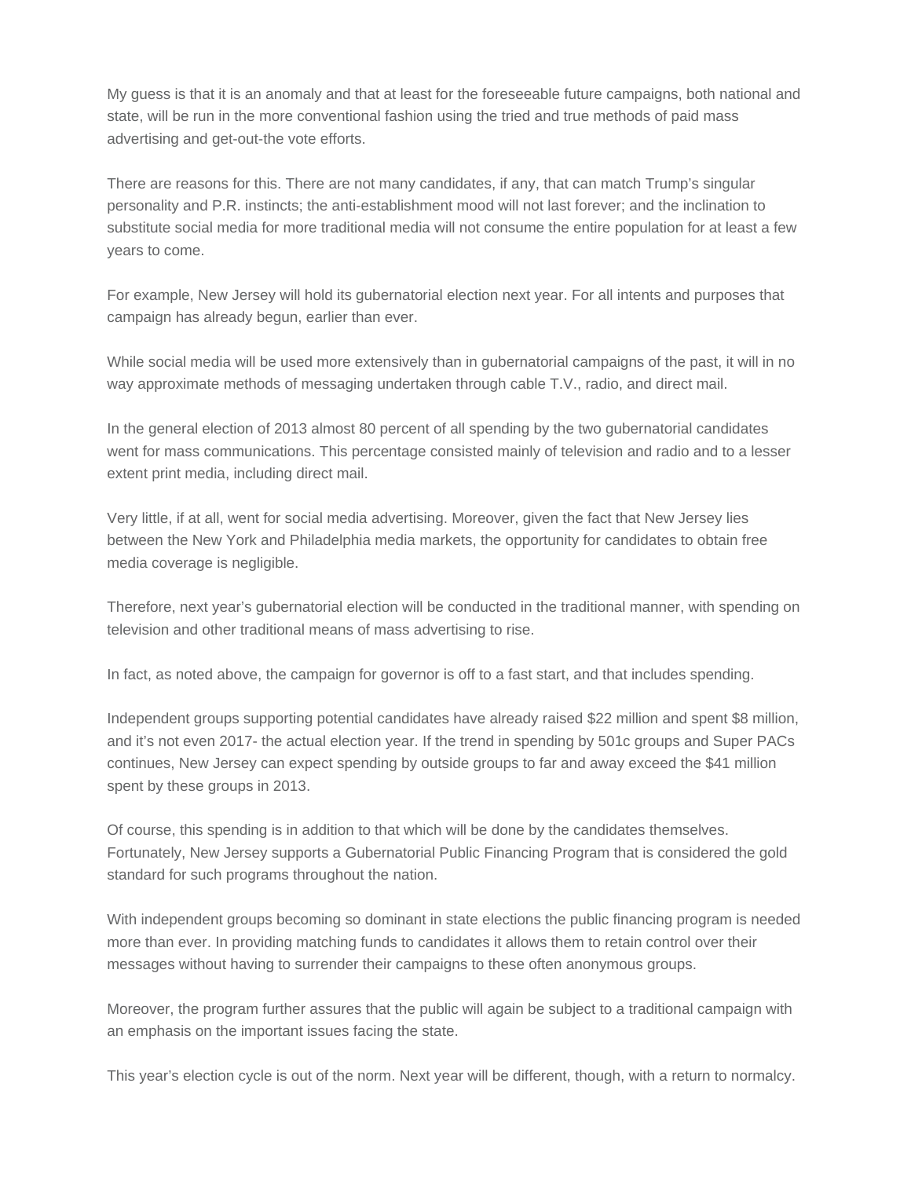My guess is that it is an anomaly and that at least for the foreseeable future campaigns, both national and state, will be run in the more conventional fashion using the tried and true methods of paid mass advertising and get-out-the vote efforts.

There are reasons for this. There are not many candidates, if any, that can match Trump's singular personality and P.R. instincts; the anti-establishment mood will not last forever; and the inclination to substitute social media for more traditional media will not consume the entire population for at least a few years to come.

For example, New Jersey will hold its gubernatorial election next year. For all intents and purposes that campaign has already begun, earlier than ever.

While social media will be used more extensively than in gubernatorial campaigns of the past, it will in no way approximate methods of messaging undertaken through cable T.V., radio, and direct mail.

In the general election of 2013 almost 80 percent of all spending by the two gubernatorial candidates went for mass communications. This percentage consisted mainly of television and radio and to a lesser extent print media, including direct mail.

Very little, if at all, went for social media advertising. Moreover, given the fact that New Jersey lies between the New York and Philadelphia media markets, the opportunity for candidates to obtain free media coverage is negligible.

Therefore, next year's gubernatorial election will be conducted in the traditional manner, with spending on television and other traditional means of mass advertising to rise.

In fact, as noted above, the campaign for governor is off to a fast start, and that includes spending.

Independent groups supporting potential candidates have already raised $22 million and spent $8 million, and it's not even 2017- the actual election year. If the trend in spending by 501c groups and Super PACs continues, New Jersey can expect spending by outside groups to far and away exceed the $41 million spent by these groups in 2013.

Of course, this spending is in addition to that which will be done by the candidates themselves. Fortunately, New Jersey supports a Gubernatorial Public Financing Program that is considered the gold standard for such programs throughout the nation.

With independent groups becoming so dominant in state elections the public financing program is needed more than ever. In providing matching funds to candidates it allows them to retain control over their messages without having to surrender their campaigns to these often anonymous groups.

Moreover, the program further assures that the public will again be subject to a traditional campaign with an emphasis on the important issues facing the state.

This year's election cycle is out of the norm. Next year will be different, though, with a return to normalcy.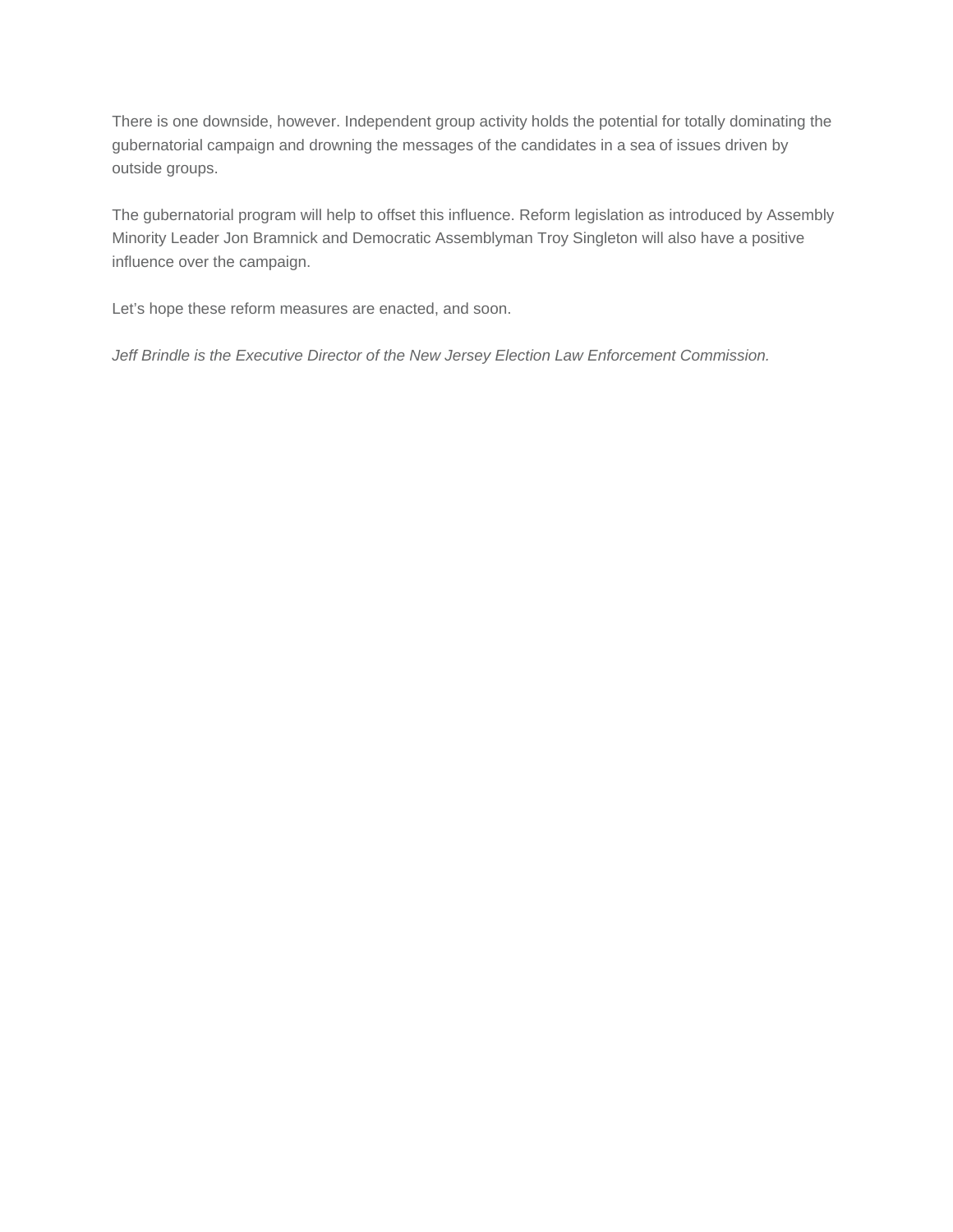There is one downside, however. Independent group activity holds the potential for totally dominating the gubernatorial campaign and drowning the messages of the candidates in a sea of issues driven by outside groups.

The gubernatorial program will help to offset this influence. Reform legislation as introduced by Assembly Minority Leader Jon Bramnick and Democratic Assemblyman Troy Singleton will also have a positive influence over the campaign.

Let's hope these reform measures are enacted, and soon.

*Jeff Brindle is the Executive Director of the New Jersey Election Law Enforcement Commission.*